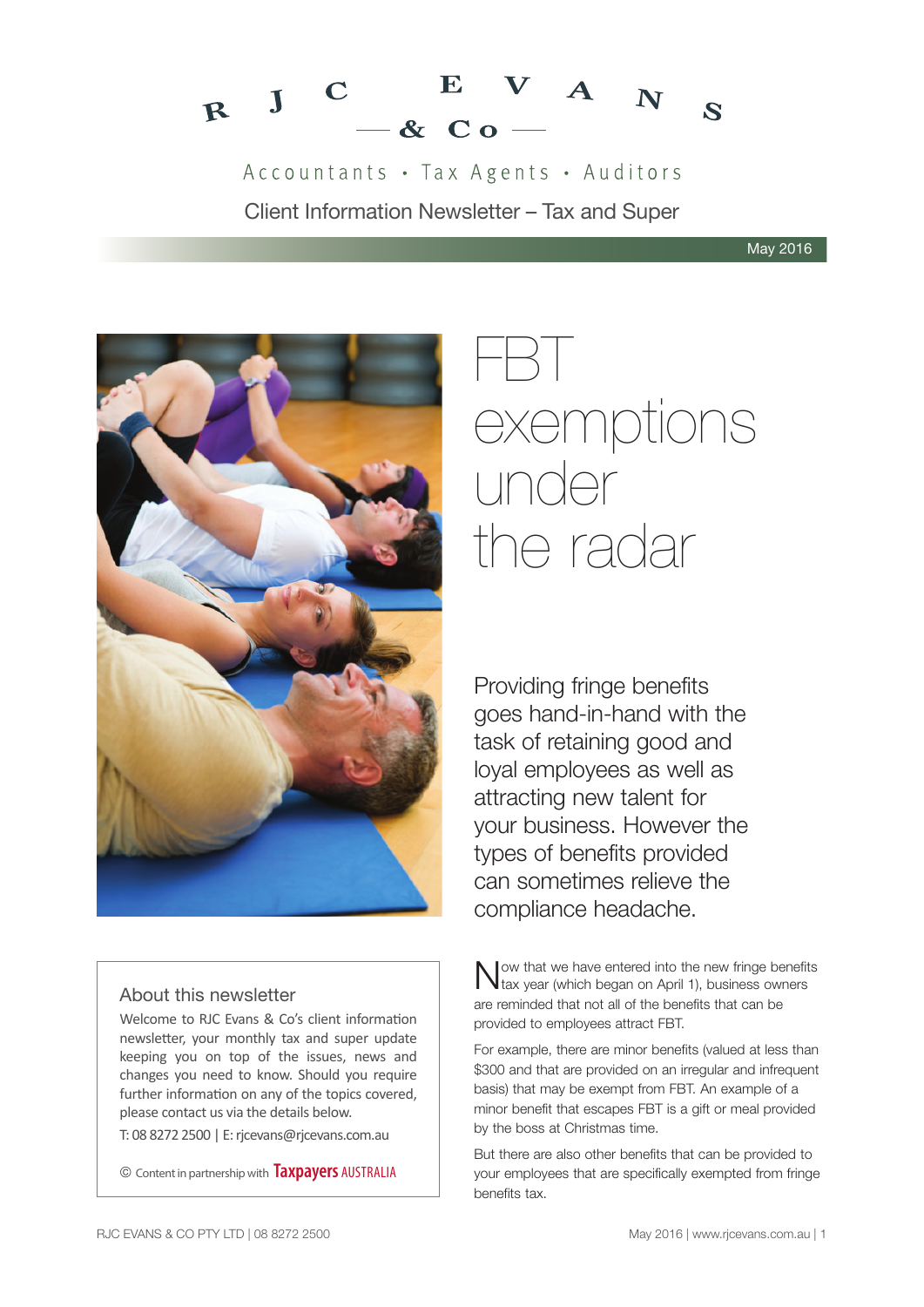# RJC EVANS & Co

Accountants • Tax Agents • Auditors

Client Information Newsletter – Tax and Super

May 2016

# FBT exemptions under the radar

Providing fringe benefits goes hand-in-hand with the task of retaining good and loyal employees as well as attracting new talent for your business. However the types of benefits provided can sometimes relieve the compliance headache.

Now that we have entered into the new fringe benefits tax year (which began on April 1), business owners are reminded that not all of the benefits that can be provided to employees attract FBT.

For example, there are minor benefits (valued at less than $300 and that are provided on an irregular and infrequent basis) that may be exempt from FBT. An example of a minor benefit that escapes FBT is a gift or meal provided by the boss at Christmas time.

But there are also other benefits that can be provided to your employees that are specifically exempted from fringe benefits tax.

## About this newsletter

Welcome to RJC Evans & Co's client information newsletter, your monthly tax and super update keeping you on top of the issues, news and changes you need to know. Should you require further information on any of the topics covered, please contact us via the details below.

T: 08 8272 2500 | E: rjcevans@rjcevans.com.au

© Content in partnership with Taxpayers AUSTRALIA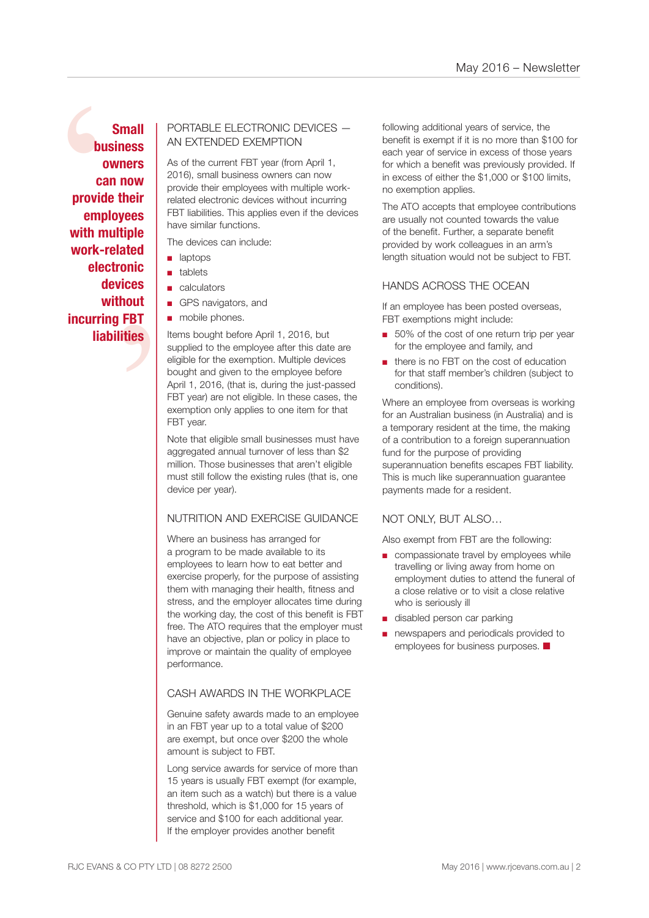> **Small business owners can now provide their employees with multiple work-related electronic devices without incurring FBT liabilities**

## PORTABLE ELECTRONIC DEVICES — AN EXTENDED EXEMPTION

As of the current FBT year (from April 1, 2016), small business owners can now provide their employees with multiple work-related electronic devices without incurring FBT liabilities. This applies even if the devices have similar functions.

The devices can include:

- laptops
- tablets
- calculators
- GPS navigators, and
- mobile phones.

Items bought before April 1, 2016, but supplied to the employee after this date are eligible for the exemption. Multiple devices bought and given to the employee before April 1, 2016, (that is, during the just-passed FBT year) are not eligible. In these cases, the exemption only applies to one item for that FBT year.

Note that eligible small businesses must have aggregated annual turnover of less than $2 million. Those businesses that aren't eligible must still follow the existing rules (that is, one device per year).

## NUTRITION AND EXERCISE GUIDANCE

Where an business has arranged for a program to be made available to its employees to learn how to eat better and exercise properly, for the purpose of assisting them with managing their health, fitness and stress, and the employer allocates time during the working day, the cost of this benefit is FBT free. The ATO requires that the employer must have an objective, plan or policy in place to improve or maintain the quality of employee performance.

## CASH AWARDS IN THE WORKPLACE

Genuine safety awards made to an employee in an FBT year up to a total value of $200 are exempt, but once over $200 the whole amount is subject to FBT.

Long service awards for service of more than 15 years is usually FBT exempt (for example, an item such as a watch) but there is a value threshold, which is $1,000 for 15 years of service and $100 for each additional year. If the employer provides another benefit following additional years of service, the benefit is exempt if it is no more than $100 for each year of service in excess of those years for which a benefit was previously provided. If in excess of either the $1,000 or $100 limits, no exemption applies.

The ATO accepts that employee contributions are usually not counted towards the value of the benefit. Further, a separate benefit provided by work colleagues in an arm's length situation would not be subject to FBT.

## HANDS ACROSS THE OCEAN

If an employee has been posted overseas, FBT exemptions might include:

- 50% of the cost of one return trip per year for the employee and family, and
- there is no FBT on the cost of education for that staff member's children (subject to conditions).

Where an employee from overseas is working for an Australian business (in Australia) and is a temporary resident at the time, the making of a contribution to a foreign superannuation fund for the purpose of providing superannuation benefits escapes FBT liability. This is much like superannuation guarantee payments made for a resident.

## NOT ONLY, BUT ALSO…

Also exempt from FBT are the following:

- compassionate travel by employees while travelling or living away from home on employment duties to attend the funeral of a close relative or to visit a close relative who is seriously ill
- disabled person car parking
- newspapers and periodicals provided to employees for business purposes. ■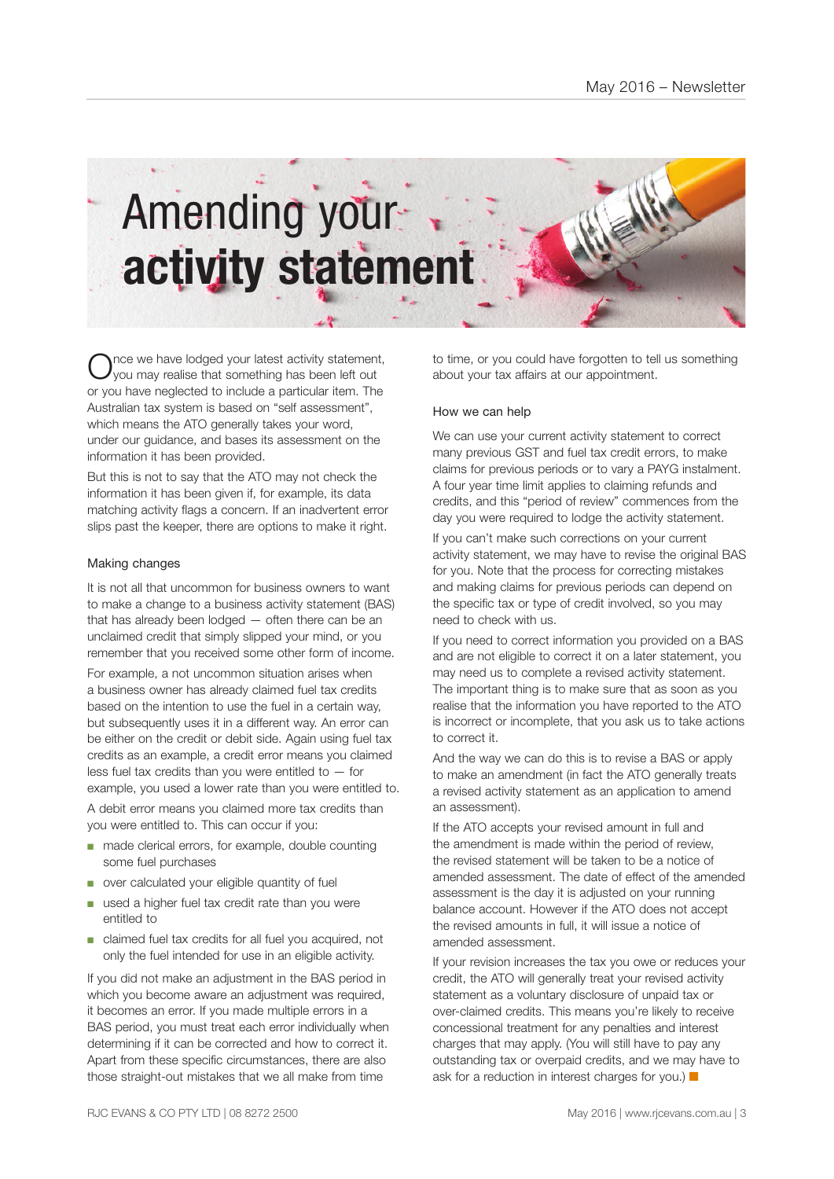# Amending your **activity statement**

Once we have lodged your latest activity statement, you may realise that something has been left out or you have neglected to include a particular item. The Australian tax system is based on "self assessment", which means the ATO generally takes your word, under our guidance, and bases its assessment on the information it has been provided.

But this is not to say that the ATO may not check the information it has been given if, for example, its data matching activity flags a concern. If an inadvertent error slips past the keeper, there are options to make it right.

### Making changes

It is not all that uncommon for business owners to want to make a change to a business activity statement (BAS) that has already been lodged — often there can be an unclaimed credit that simply slipped your mind, or you remember that you received some other form of income.

For example, a not uncommon situation arises when a business owner has already claimed fuel tax credits based on the intention to use the fuel in a certain way, but subsequently uses it in a different way. An error can be either on the credit or debit side. Again using fuel tax credits as an example, a credit error means you claimed less fuel tax credits than you were entitled to — for example, you used a lower rate than you were entitled to.

A debit error means you claimed more tax credits than you were entitled to. This can occur if you:

- made clerical errors, for example, double counting some fuel purchases
- over calculated your eligible quantity of fuel
- used a higher fuel tax credit rate than you were entitled to
- claimed fuel tax credits for all fuel you acquired, not only the fuel intended for use in an eligible activity.

If you did not make an adjustment in the BAS period in which you become aware an adjustment was required, it becomes an error. If you made multiple errors in a BAS period, you must treat each error individually when determining if it can be corrected and how to correct it. Apart from these specific circumstances, there are also those straight-out mistakes that we all make from time to time, or you could have forgotten to tell us something about your tax affairs at our appointment.

### How we can help

We can use your current activity statement to correct many previous GST and fuel tax credit errors, to make claims for previous periods or to vary a PAYG instalment. A four year time limit applies to claiming refunds and credits, and this "period of review" commences from the day you were required to lodge the activity statement.

If you can't make such corrections on your current activity statement, we may have to revise the original BAS for you. Note that the process for correcting mistakes and making claims for previous periods can depend on the specific tax or type of credit involved, so you may need to check with us.

If you need to correct information you provided on a BAS and are not eligible to correct it on a later statement, you may need us to complete a revised activity statement. The important thing is to make sure that as soon as you realise that the information you have reported to the ATO is incorrect or incomplete, that you ask us to take actions to correct it.

And the way we can do this is to revise a BAS or apply to make an amendment (in fact the ATO generally treats a revised activity statement as an application to amend an assessment).

If the ATO accepts your revised amount in full and the amendment is made within the period of review, the revised statement will be taken to be a notice of amended assessment. The date of effect of the amended assessment is the day it is adjusted on your running balance account. However if the ATO does not accept the revised amounts in full, it will issue a notice of amended assessment.

If your revision increases the tax you owe or reduces your credit, the ATO will generally treat your revised activity statement as a voluntary disclosure of unpaid tax or over-claimed credits. This means you're likely to receive concessional treatment for any penalties and interest charges that may apply. (You will still have to pay any outstanding tax or overpaid credits, and we may have to ask for a reduction in interest charges for you.) ■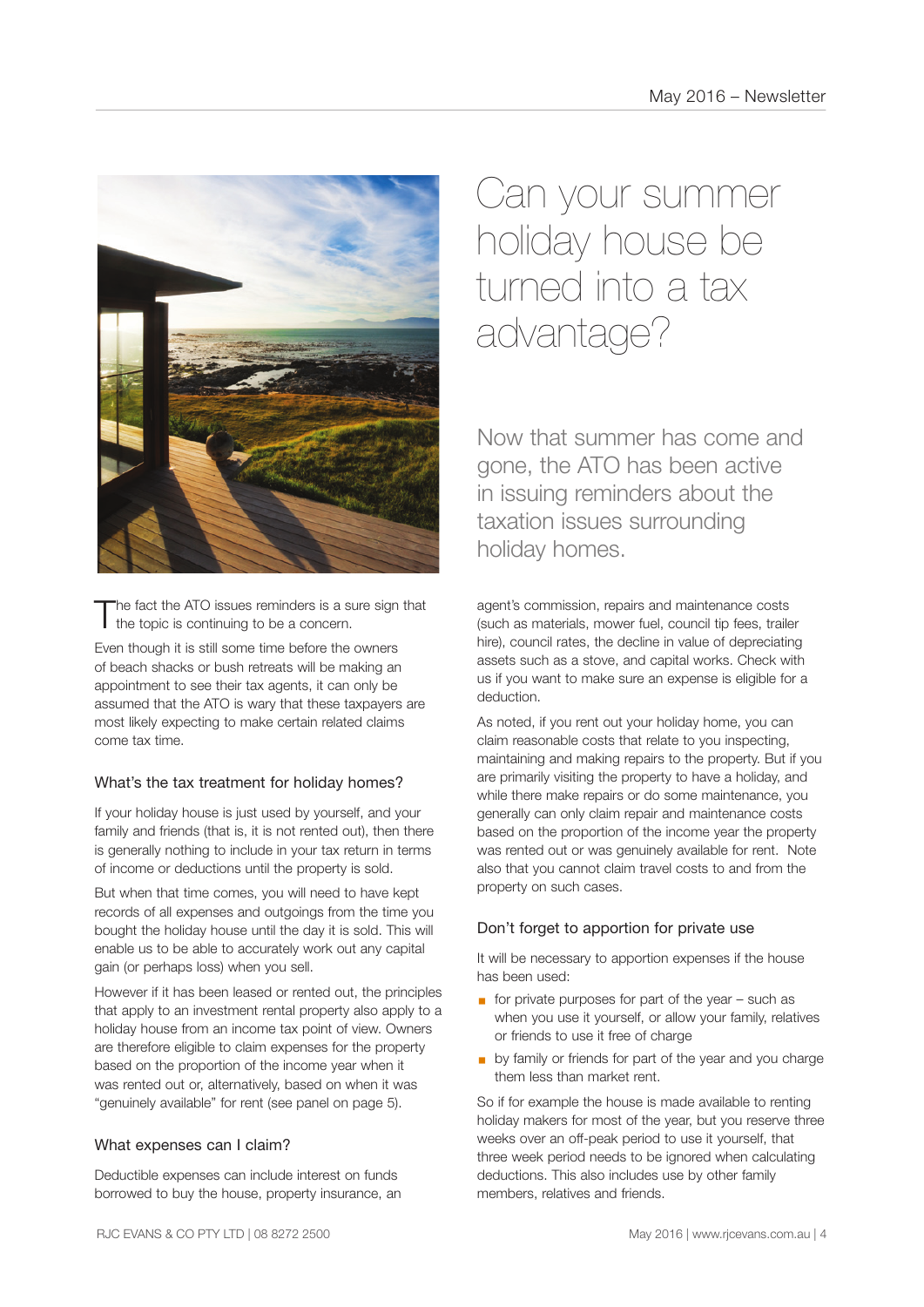# Can your summer holiday house be turned into a tax advantage?

Now that summer has come and gone, the ATO has been active in issuing reminders about the taxation issues surrounding holiday homes.

The fact the ATO issues reminders is a sure sign that the topic is continuing to be a concern.

Even though it is still some time before the owners of beach shacks or bush retreats will be making an appointment to see their tax agents, it can only be assumed that the ATO is wary that these taxpayers are most likely expecting to make certain related claims come tax time.

### What's the tax treatment for holiday homes?

If your holiday house is just used by yourself, and your family and friends (that is, it is not rented out), then there is generally nothing to include in your tax return in terms of income or deductions until the property is sold.

But when that time comes, you will need to have kept records of all expenses and outgoings from the time you bought the holiday house until the day it is sold. This will enable us to be able to accurately work out any capital gain (or perhaps loss) when you sell.

However if it has been leased or rented out, the principles that apply to an investment rental property also apply to a holiday house from an income tax point of view. Owners are therefore eligible to claim expenses for the property based on the proportion of the income year when it was rented out or, alternatively, based on when it was "genuinely available" for rent (see panel on page 5).

### What expenses can I claim?

Deductible expenses can include interest on funds borrowed to buy the house, property insurance, an agent's commission, repairs and maintenance costs (such as materials, mower fuel, council tip fees, trailer hire), council rates, the decline in value of depreciating assets such as a stove, and capital works. Check with us if you want to make sure an expense is eligible for a deduction.

As noted, if you rent out your holiday home, you can claim reasonable costs that relate to you inspecting, maintaining and making repairs to the property. But if you are primarily visiting the property to have a holiday, and while there make repairs or do some maintenance, you generally can only claim repair and maintenance costs based on the proportion of the income year the property was rented out or was genuinely available for rent. Note also that you cannot claim travel costs to and from the property on such cases.

### Don't forget to apportion for private use

It will be necessary to apportion expenses if the house has been used:

- for private purposes for part of the year – such as when you use it yourself, or allow your family, relatives or friends to use it free of charge
- by family or friends for part of the year and you charge them less than market rent.

So if for example the house is made available to renting holiday makers for most of the year, but you reserve three weeks over an off-peak period to use it yourself, that three week period needs to be ignored when calculating deductions. This also includes use by other family members, relatives and friends.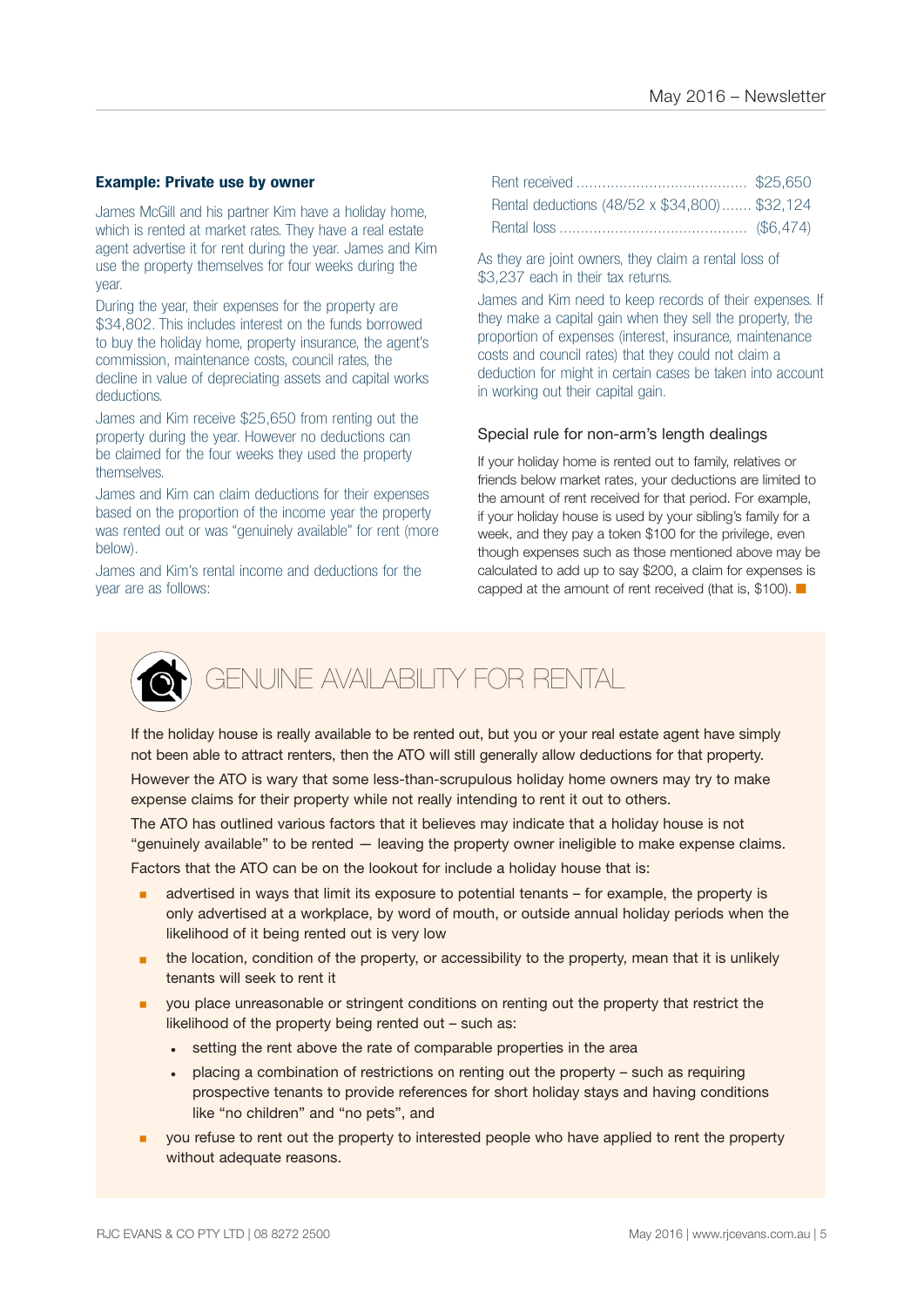**Example: Private use by owner**

James McGill and his partner Kim have a holiday home, which is rented at market rates. They have a real estate agent advertise it for rent during the year. James and Kim use the property themselves for four weeks during the year.

During the year, their expenses for the property are $34,802. This includes interest on the funds borrowed to buy the holiday home, property insurance, the agent's commission, maintenance costs, council rates, the decline in value of depreciating assets and capital works deductions.

James and Kim receive $25,650 from renting out the property during the year. However no deductions can be claimed for the four weeks they used the property themselves.

James and Kim can claim deductions for their expenses based on the proportion of the income year the property was rented out or was "genuinely available" for rent (more below).

James and Kim's rental income and deductions for the year are as follows:

| | |
|---|---|
| Rent received | $25,650 |
| Rental deductions (48/52 x $34,800) | $32,124 |
| Rental loss | ($6,474) |

As they are joint owners, they claim a rental loss of $3,237 each in their tax returns.

James and Kim need to keep records of their expenses. If they make a capital gain when they sell the property, the proportion of expenses (interest, insurance, maintenance costs and council rates) that they could not claim a deduction for might in certain cases be taken into account in working out their capital gain.

### Special rule for non-arm's length dealings

If your holiday home is rented out to family, relatives or friends below market rates, your deductions are limited to the amount of rent received for that period. For example, if your holiday house is used by your sibling's family for a week, and they pay a token $100 for the privilege, even though expenses such as those mentioned above may be calculated to add up to say $200, a claim for expenses is capped at the amount of rent received (that is, $100).

## GENUINE AVAILABILITY FOR RENTAL

If the holiday house is really available to be rented out, but you or your real estate agent have simply not been able to attract renters, then the ATO will still generally allow deductions for that property.

However the ATO is wary that some less-than-scrupulous holiday home owners may try to make expense claims for their property while not really intending to rent it out to others.

The ATO has outlined various factors that it believes may indicate that a holiday house is not "genuinely available" to be rented — leaving the property owner ineligible to make expense claims.

Factors that the ATO can be on the lookout for include a holiday house that is:

- advertised in ways that limit its exposure to potential tenants – for example, the property is only advertised at a workplace, by word of mouth, or outside annual holiday periods when the likelihood of it being rented out is very low
- the location, condition of the property, or accessibility to the property, mean that it is unlikely tenants will seek to rent it
- you place unreasonable or stringent conditions on renting out the property that restrict the likelihood of the property being rented out – such as:
  - setting the rent above the rate of comparable properties in the area
  - placing a combination of restrictions on renting out the property – such as requiring prospective tenants to provide references for short holiday stays and having conditions like "no children" and "no pets", and
- you refuse to rent out the property to interested people who have applied to rent the property without adequate reasons.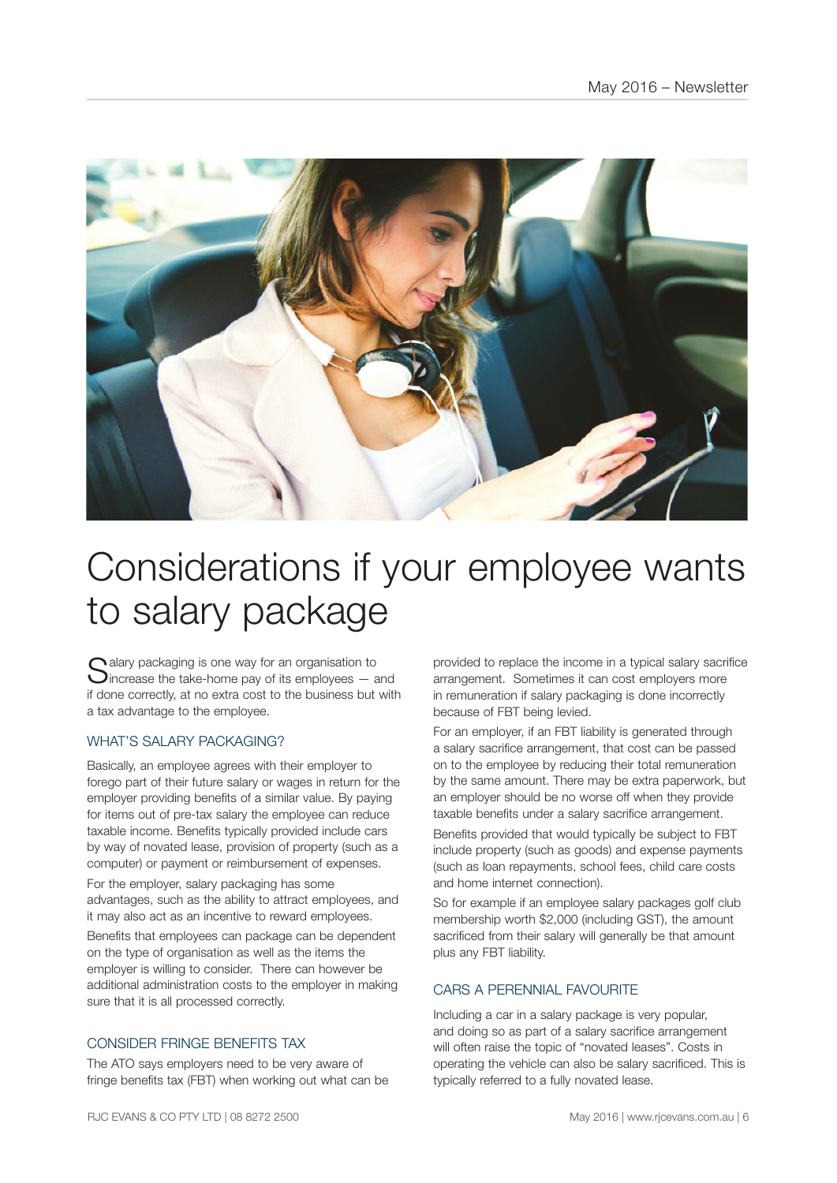# Considerations if your employee wants to salary package

Salary packaging is one way for an organisation to increase the take-home pay of its employees — and if done correctly, at no extra cost to the business but with a tax advantage to the employee.

## WHAT'S SALARY PACKAGING?

Basically, an employee agrees with their employer to forego part of their future salary or wages in return for the employer providing benefits of a similar value. By paying for items out of pre-tax salary the employee can reduce taxable income. Benefits typically provided include cars by way of novated lease, provision of property (such as a computer) or payment or reimbursement of expenses.

For the employer, salary packaging has some advantages, such as the ability to attract employees, and it may also act as an incentive to reward employees.

Benefits that employees can package can be dependent on the type of organisation as well as the items the employer is willing to consider. There can however be additional administration costs to the employer in making sure that it is all processed correctly.

## CONSIDER FRINGE BENEFITS TAX

The ATO says employers need to be very aware of fringe benefits tax (FBT) when working out what can be provided to replace the income in a typical salary sacrifice arrangement. Sometimes it can cost employers more in remuneration if salary packaging is done incorrectly because of FBT being levied.

For an employer, if an FBT liability is generated through a salary sacrifice arrangement, that cost can be passed on to the employee by reducing their total remuneration by the same amount. There may be extra paperwork, but an employer should be no worse off when they provide taxable benefits under a salary sacrifice arrangement.

Benefits provided that would typically be subject to FBT include property (such as goods) and expense payments (such as loan repayments, school fees, child care costs and home internet connection).

So for example if an employee salary packages golf club membership worth $2,000 (including GST), the amount sacrificed from their salary will generally be that amount plus any FBT liability.

## CARS A PERENNIAL FAVOURITE

Including a car in a salary package is very popular, and doing so as part of a salary sacrifice arrangement will often raise the topic of "novated leases". Costs in operating the vehicle can also be salary sacrificed. This is typically referred to a fully novated lease.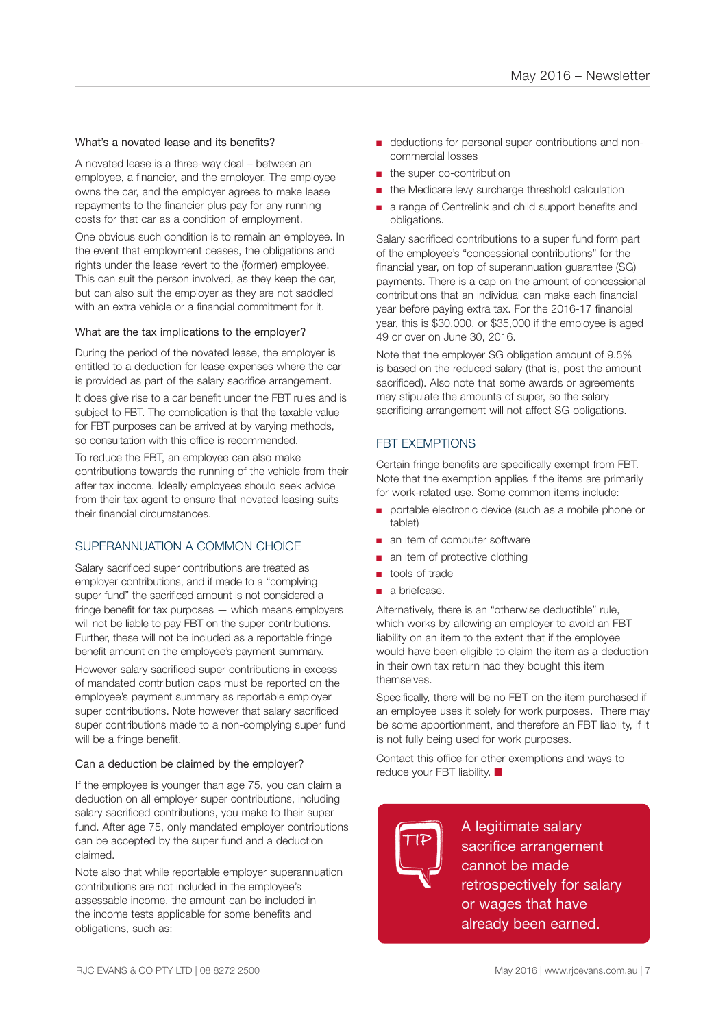### What's a novated lease and its benefits?

A novated lease is a three-way deal – between an employee, a financier, and the employer. The employee owns the car, and the employer agrees to make lease repayments to the financier plus pay for any running costs for that car as a condition of employment.

One obvious such condition is to remain an employee. In the event that employment ceases, the obligations and rights under the lease revert to the (former) employee. This can suit the person involved, as they keep the car, but can also suit the employer as they are not saddled with an extra vehicle or a financial commitment for it.

### What are the tax implications to the employer?

During the period of the novated lease, the employer is entitled to a deduction for lease expenses where the car is provided as part of the salary sacrifice arrangement.

It does give rise to a car benefit under the FBT rules and is subject to FBT. The complication is that the taxable value for FBT purposes can be arrived at by varying methods, so consultation with this office is recommended.

To reduce the FBT, an employee can also make contributions towards the running of the vehicle from their after tax income. Ideally employees should seek advice from their tax agent to ensure that novated leasing suits their financial circumstances.

## SUPERANNUATION A COMMON CHOICE

Salary sacrificed super contributions are treated as employer contributions, and if made to a "complying super fund" the sacrificed amount is not considered a fringe benefit for tax purposes — which means employers will not be liable to pay FBT on the super contributions. Further, these will not be included as a reportable fringe benefit amount on the employee's payment summary.

However salary sacrificed super contributions in excess of mandated contribution caps must be reported on the employee's payment summary as reportable employer super contributions. Note however that salary sacrificed super contributions made to a non-complying super fund will be a fringe benefit.

### Can a deduction be claimed by the employer?

If the employee is younger than age 75, you can claim a deduction on all employer super contributions, including salary sacrificed contributions, you make to their super fund. After age 75, only mandated employer contributions can be accepted by the super fund and a deduction claimed.

Note also that while reportable employer superannuation contributions are not included in the employee's assessable income, the amount can be included in the income tests applicable for some benefits and obligations, such as:

- deductions for personal super contributions and non-commercial losses
- the super co-contribution
- the Medicare levy surcharge threshold calculation
- a range of Centrelink and child support benefits and obligations.

Salary sacrificed contributions to a super fund form part of the employee's "concessional contributions" for the financial year, on top of superannuation guarantee (SG) payments. There is a cap on the amount of concessional contributions that an individual can make each financial year before paying extra tax. For the 2016-17 financial year, this is $30,000, or $35,000 if the employee is aged 49 or over on June 30, 2016.

Note that the employer SG obligation amount of 9.5% is based on the reduced salary (that is, post the amount sacrificed). Also note that some awards or agreements may stipulate the amounts of super, so the salary sacrificing arrangement will not affect SG obligations.

## FBT EXEMPTIONS

Certain fringe benefits are specifically exempt from FBT. Note that the exemption applies if the items are primarily for work-related use. Some common items include:

- portable electronic device (such as a mobile phone or tablet)
- an item of computer software
- an item of protective clothing
- tools of trade
- a briefcase.

Alternatively, there is an "otherwise deductible" rule, which works by allowing an employer to avoid an FBT liability on an item to the extent that if the employee would have been eligible to claim the item as a deduction in their own tax return had they bought this item themselves.

Specifically, there will be no FBT on the item purchased if an employee uses it solely for work purposes. There may be some apportionment, and therefore an FBT liability, if it is not fully being used for work purposes.

Contact this office for other exemptions and ways to reduce your FBT liability. ■

**TIP:** A legitimate salary sacrifice arrangement cannot be made retrospectively for salary or wages that have already been earned.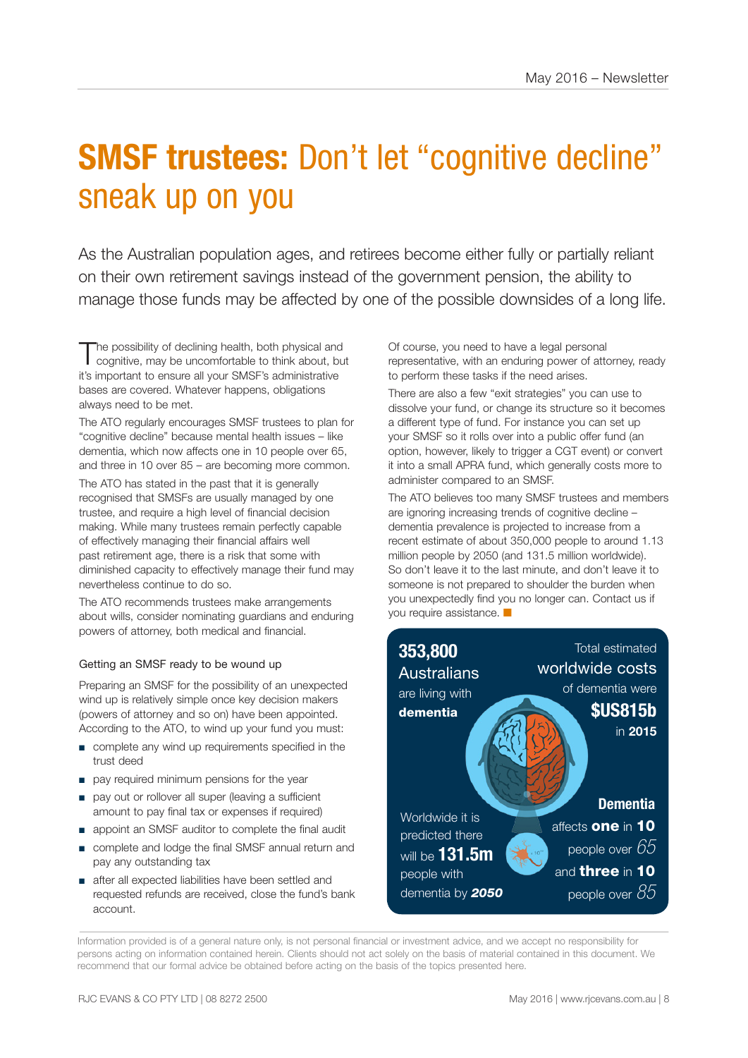# SMSF trustees: Don't let "cognitive decline" sneak up on you

As the Australian population ages, and retirees become either fully or partially reliant on their own retirement savings instead of the government pension, the ability to manage those funds may be affected by one of the possible downsides of a long life.

The possibility of declining health, both physical and cognitive, may be uncomfortable to think about, but it's important to ensure all your SMSF's administrative bases are covered. Whatever happens, obligations always need to be met.

The ATO regularly encourages SMSF trustees to plan for "cognitive decline" because mental health issues – like dementia, which now affects one in 10 people over 65, and three in 10 over 85 – are becoming more common.

The ATO has stated in the past that it is generally recognised that SMSFs are usually managed by one trustee, and require a high level of financial decision making. While many trustees remain perfectly capable of effectively managing their financial affairs well past retirement age, there is a risk that some with diminished capacity to effectively manage their fund may nevertheless continue to do so.

The ATO recommends trustees make arrangements about wills, consider nominating guardians and enduring powers of attorney, both medical and financial.

### Getting an SMSF ready to be wound up

Preparing an SMSF for the possibility of an unexpected wind up is relatively simple once key decision makers (powers of attorney and so on) have been appointed. According to the ATO, to wind up your fund you must:

- complete any wind up requirements specified in the trust deed
- pay required minimum pensions for the year
- pay out or rollover all super (leaving a sufficient amount to pay final tax or expenses if required)
- appoint an SMSF auditor to complete the final audit
- complete and lodge the final SMSF annual return and pay any outstanding tax
- after all expected liabilities have been settled and requested refunds are received, close the fund's bank account.

Of course, you need to have a legal personal representative, with an enduring power of attorney, ready to perform these tasks if the need arises.

There are also a few "exit strategies" you can use to dissolve your fund, or change its structure so it becomes a different type of fund. For instance you can set up your SMSF so it rolls over into a public offer fund (an option, however, likely to trigger a CGT event) or convert it into a small APRA fund, which generally costs more to administer compared to an SMSF.

The ATO believes too many SMSF trustees and members are ignoring increasing trends of cognitive decline – dementia prevalence is projected to increase from a recent estimate of about 350,000 people to around 1.13 million people by 2050 (and 131.5 million worldwide). So don't leave it to the last minute, and don't leave it to someone is not prepared to shoulder the burden when you unexpectedly find you no longer can. Contact us if you require assistance. ■

**353,800** Australians are living with **dementia**

Total estimated worldwide costs of dementia were **$US815b** in **2015**

Worldwide it is predicted there will be **131.5m** people with dementia by ***2050***

**Dementia** affects **one** in **10** people over *65* and **three** in **10** people over *85*

Information provided is of a general nature only, is not personal financial or investment advice, and we accept no responsibility for persons acting on information contained herein. Clients should not act solely on the basis of material contained in this document. We recommend that our formal advice be obtained before acting on the basis of the topics presented here.